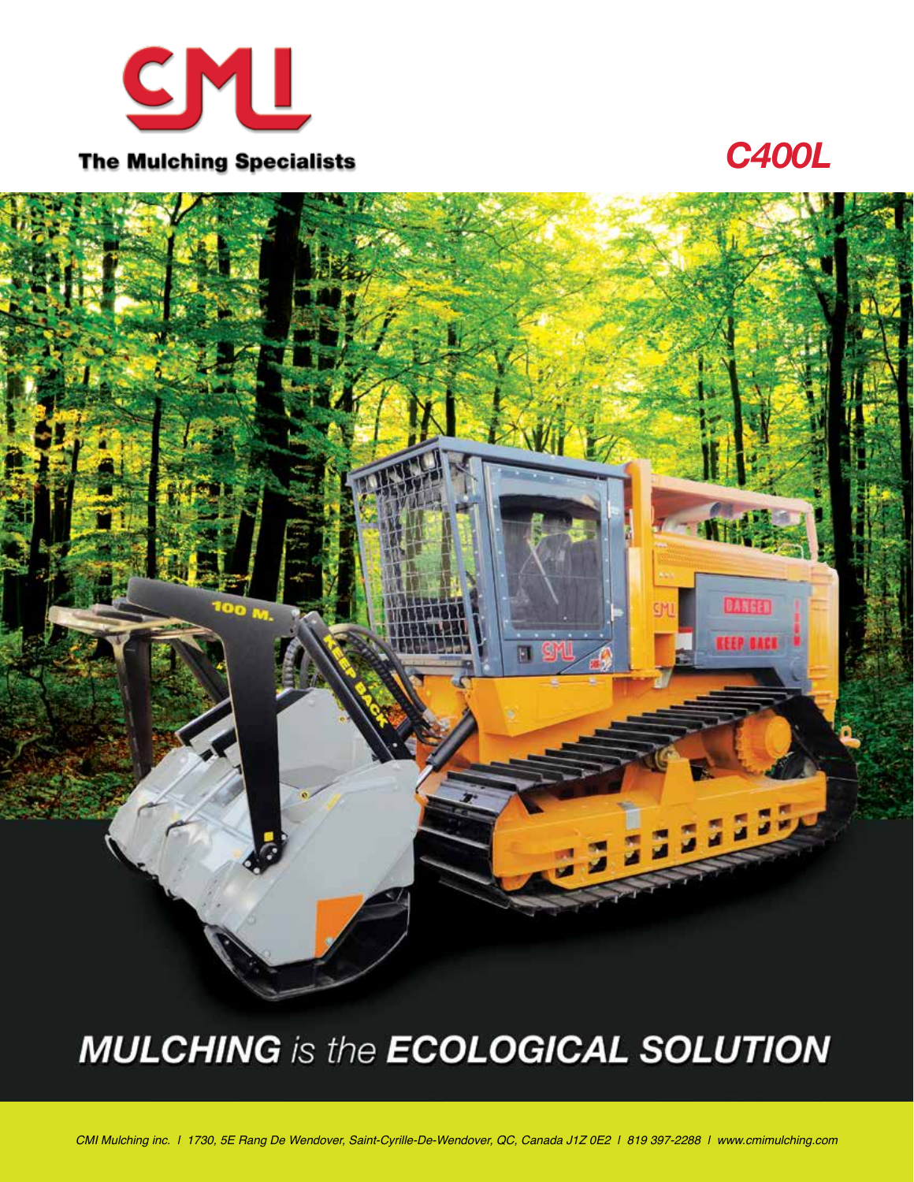# CMI

**The Mulching Specialists**

## *C400L*

# *MULCHING is the ECOLOGICAL SOLUTION*

*CMI Mulching inc. | 1730, 5E Rang De Wendover, Saint-Cyrille-De-Wendover, QC, Canada J1Z 0E2 | 819 397-2288 | www.cmimulching.com*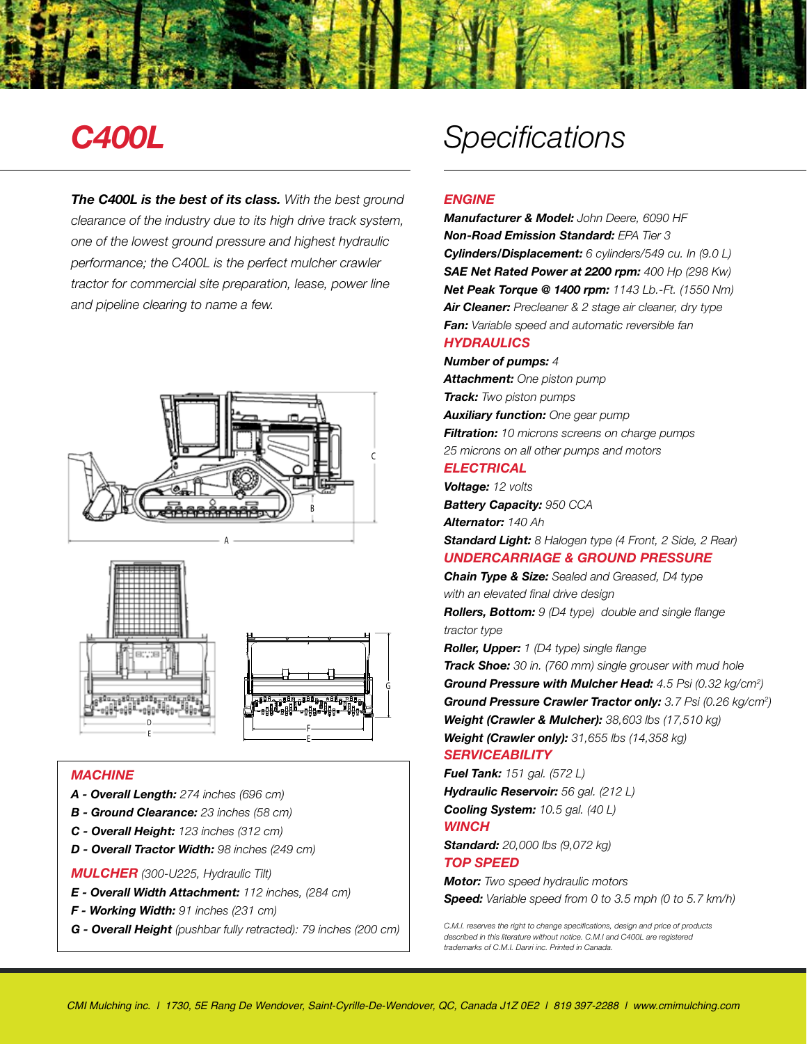# C400L

***The C400L is the best of its class.*** *With the best ground clearance of the industry due to its high drive track system, one of the lowest ground pressure and highest hydraulic performance; the C400L is the perfect mulcher crawler tractor for commercial site preparation, lease, power line and pipeline clearing to name a few.*

A
B
C
D
E
F
E
G

### MACHINE

***A - Overall Length:*** *274 inches (696 cm)*

***B - Ground Clearance:*** *23 inches (58 cm)*

***C - Overall Height:*** *123 inches (312 cm)*

***D - Overall Tractor Width:*** *98 inches (249 cm)*

### MULCHER *(300-U225, Hydraulic Tilt)*

***E - Overall Width Attachment:*** *112 inches, (284 cm)*

***F - Working Width:*** *91 inches (231 cm)*

***G - Overall Height*** *(pushbar fully retracted): 79 inches (200 cm)*

# Specifications

### ENGINE

***Manufacturer & Model:*** *John Deere, 6090 HF*

***Non-Road Emission Standard:*** *EPA Tier 3*

***Cylinders/Displacement:*** *6 cylinders/549 cu. In (9.0 L)*

***SAE Net Rated Power at 2200 rpm:*** *400 Hp (298 Kw)*

***Net Peak Torque @ 1400 rpm:*** *1143 Lb.-Ft. (1550 Nm)*

***Air Cleaner:*** *Precleaner & 2 stage air cleaner, dry type*

***Fan:*** *Variable speed and automatic reversible fan*

### HYDRAULICS

***Number of pumps:*** *4*

***Attachment:*** *One piston pump*

***Track:*** *Two piston pumps*

***Auxiliary function:*** *One gear pump*

***Filtration:*** *10 microns screens on charge pumps*
*25 microns on all other pumps and motors*

### ELECTRICAL

***Voltage:*** *12 volts*

***Battery Capacity:*** *950 CCA*

***Alternator:*** *140 Ah*

***Standard Light:*** *8 Halogen type (4 Front, 2 Side, 2 Rear)*

### UNDERCARRIAGE & GROUND PRESSURE

***Chain Type & Size:*** *Sealed and Greased, D4 type with an elevated final drive design*

***Rollers, Bottom:*** *9 (D4 type) double and single flange tractor type*

***Roller, Upper:*** *1 (D4 type) single flange*

***Track Shoe:*** *30 in. (760 mm) single grouser with mud hole*

***Ground Pressure with Mulcher Head:*** *4.5 Psi (0.32 kg/cm²)*

***Ground Pressure Crawler Tractor only:*** *3.7 Psi (0.26 kg/cm²)*

***Weight (Crawler & Mulcher):*** *38,603 lbs (17,510 kg)*

***Weight (Crawler only):*** *31,655 lbs (14,358 kg)*

### SERVICEABILITY

***Fuel Tank:*** *151 gal. (572 L)*

***Hydraulic Reservoir:*** *56 gal. (212 L)*

***Cooling System:*** *10.5 gal. (40 L)*

### WINCH

***Standard:*** *20,000 lbs (9,072 kg)*

### TOP SPEED

***Motor:*** *Two speed hydraulic motors*

***Speed:*** *Variable speed from 0 to 3.5 mph (0 to 5.7 km/h)*

*C.M.I. reserves the right to change specifications, design and price of products described in this literature without notice. C.M.I and C400L are registered trademarks of C.M.I. Danri inc. Printed in Canada.*

*CMI Mulching inc. I 1730, 5E Rang De Wendover, Saint-Cyrille-De-Wendover, QC, Canada J1Z 0E2 I 819 397-2288 I www.cmimulching.com*